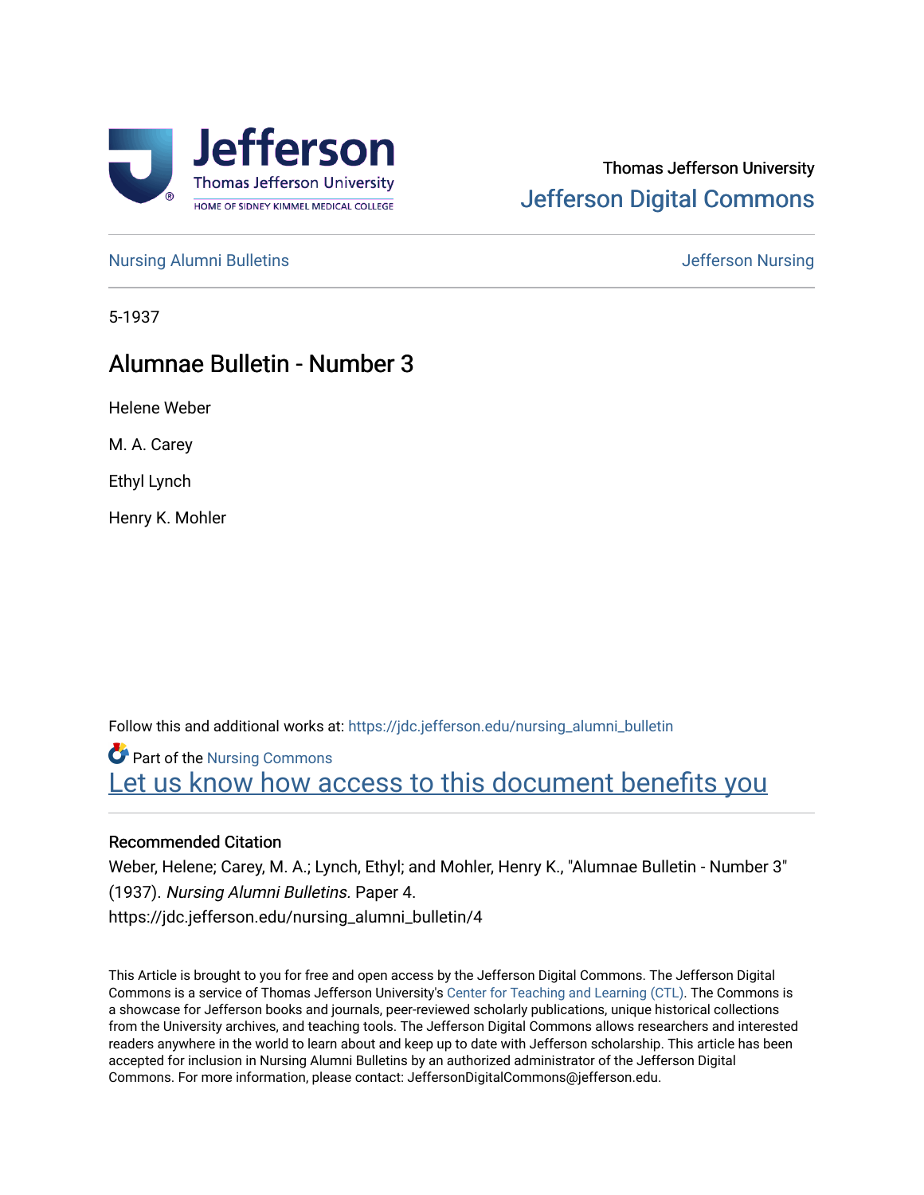Thomas Jefferson University
Jefferson Digital Commons

Nursing Alumni Bulletins | Jefferson Nursing

5-1937

# Alumnae Bulletin - Number 3

Helene Weber

M. A. Carey

Ethyl Lynch

Henry K. Mohler

Follow this and additional works at: https://jdc.jefferson.edu/nursing_alumni_bulletin

Part of the Nursing Commons

Let us know how access to this document benefits you

## Recommended Citation

Weber, Helene; Carey, M. A.; Lynch, Ethyl; and Mohler, Henry K., "Alumnae Bulletin - Number 3" (1937). *Nursing Alumni Bulletins.* Paper 4.
https://jdc.jefferson.edu/nursing_alumni_bulletin/4

This Article is brought to you for free and open access by the Jefferson Digital Commons. The Jefferson Digital Commons is a service of Thomas Jefferson University's Center for Teaching and Learning (CTL). The Commons is a showcase for Jefferson books and journals, peer-reviewed scholarly publications, unique historical collections from the University archives, and teaching tools. The Jefferson Digital Commons allows researchers and interested readers anywhere in the world to learn about and keep up to date with Jefferson scholarship. This article has been accepted for inclusion in Nursing Alumni Bulletins by an authorized administrator of the Jefferson Digital Commons. For more information, please contact: JeffersonDigitalCommons@jefferson.edu.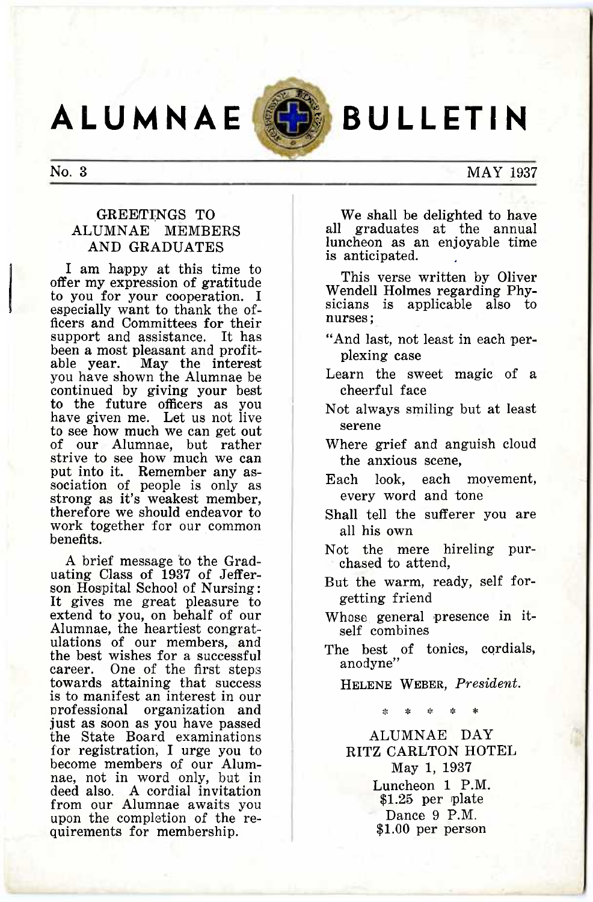# ALUMNAE BULLETIN

No. 3 MAY 1937

## GREETINGS TO ALUMNAE MEMBERS AND GRADUATES

I am happy at this time to offer my expression of gratitude to you for your cooperation. I especially want to thank the officers and Committees for their support and assistance. It has been a most pleasant and profitable year. May the interest you have shown the Alumnae be continued by giving your best to the future officers as you have given me. Let us not live to see how much we can get out of our Alumnae, but rather strive to see how much we can put into it. Remember any association of people is only as strong as it's weakest member, therefore we should endeavor to work together for our common benefits.

A brief message to the Graduating Class of 1937 of Jefferson Hospital School of Nursing: It gives me great pleasure to extend to you, on behalf of our Alumnae, the heartiest congratulations of our members, and the best wishes for a successful career. One of the first steps towards attaining that success is to manifest an interest in our professional organization and just as soon as you have passed the State Board examinations for registration, I urge you to become members of our Alumnae, not in word only, but in deed also. A cordial invitation from our Alumnae awaits you upon the completion of the requirements for membership.

We shall be delighted to have all graduates at the annual luncheon as an enjoyable time is anticipated.

This verse written by Oliver Wendell Holmes regarding Physicians is applicable also to nurses;

"And last, not least in each perplexing case
Learn the sweet magic of a cheerful face
Not always smiling but at least serene
Where grief and anguish cloud the anxious scene,
Each look, each movement, every word and tone
Shall tell the sufferer you are all his own
Not the mere hireling purchased to attend,
But the warm, ready, self forgetting friend
Whose general presence in itself combines
The best of tonics, cordials, anodyne"

HELENE WEBER, *President.*

\* \* \* \* \*

ALUMNAE DAY
RITZ CARLTON HOTEL
May 1, 1937
Luncheon 1 P.M.
$1.25 per plate
Dance 9 P.M.
$1.00 per person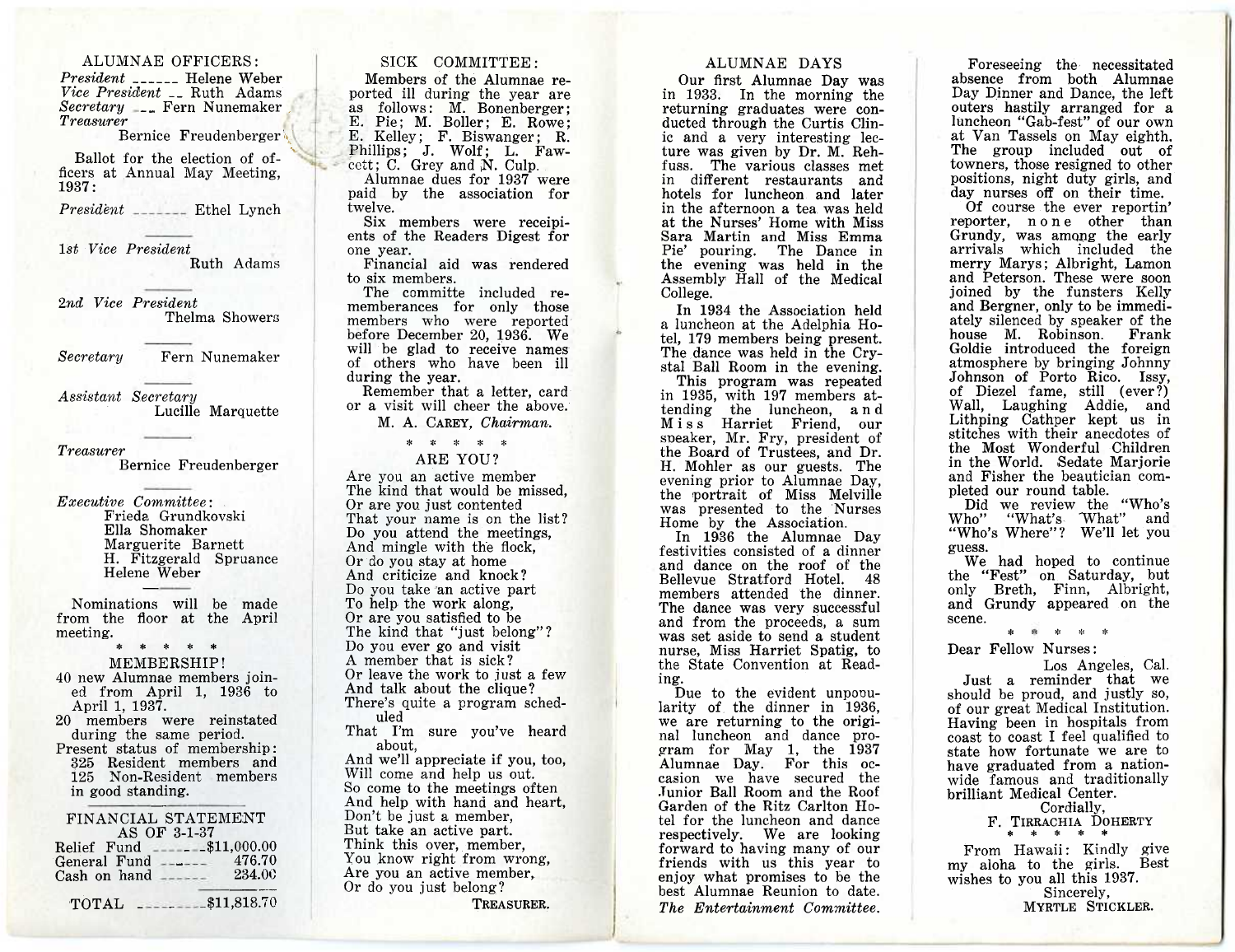ALUMNAE OFFICERS:

*President* ______ Helene Weber
*Vice President* __ Ruth Adams
*Secretary* ___ Fern Nunemaker
*Treasurer*
Bernice Freudenberger

Ballot for the election of officers at Annual May Meeting, 1937:

*President* _______ Ethel Lynch

*1st Vice President*
Ruth Adams

*2nd Vice President*
Thelma Showers

*Secretary* Fern Nunemaker

*Assistant Secretary*
Lucille Marquette

*Treasurer*
Bernice Freudenberger

*Executive Committee*:
Frieda Grundkovski
Ella Shomaker
Marguerite Barnett
H. Fitzgerald Spruance
Helene Weber

Nominations will be made from the floor at the April meeting.

\* \* \* \* \* \*

MEMBERSHIP!

40 new Alumnae members joined from April 1, 1936 to April 1, 1937.

20 members were reinstated during the same period.

Present status of membership: 325 Resident members and 125 Non-Resident members in good standing.

FINANCIAL STATEMENT
AS OF 3-1-37

| | |
|---|---|
| Relief Fund _______ | $11,000.00 |
| General Fund _____ | 476.70 |
| Cash on hand _____ | 234.00 |
| TOTAL __________ | $11,818.70 |

SICK COMMITTEE:

Members of the Alumnae reported ill during the year are as follows: M. Bonenberger; E. Pie; M. Boller; E. Rowe; E. Kelley; F. Biswanger; R. Phillips; J. Wolf; L. Fawcett; C. Grey and N. Culp.

Alumnae dues for 1937 were paid by the association for twelve.

Six members were receipients of the Readers Digest for one year.

Financial aid was rendered to six members.

The committe included rememberances for only those members who were reported before December 20, 1936. We will be glad to receive names of others who have been ill during the year.

Remember that a letter, card or a visit will cheer the above.

M. A. CAREY, *Chairman.*

\* \* \* \* \*

ARE YOU?

Are you an active member
The kind that would be missed,
Or are you just contented
That your name is on the list?
Do you attend the meetings,
And mingle with the flock,
Or do you stay at home
And criticize and knock?
Do you take an active part
To help the work along,
Or are you satisfied to be
The kind that "just belong"?
Do you ever go and visit
A member that is sick?
Or leave the work to just a few
And talk about the clique?
There's quite a program scheduled
That I'm sure you've heard about,
And we'll appreciate if you, too,
Will come and help us out.
So come to the meetings often
And help with hand and heart,
Don't be just a member,
But take an active part.
Think this over, member,
You know right from wrong,
Are you an active member,
Or do you just belong?

TREASURER.

ALUMNAE DAYS

Our first Alumnae Day was in 1933. In the morning the returning graduates were conducted through the Curtis Clinic and a very interesting lecture was given by Dr. M. Rehfuss. The various classes met in different restaurants and hotels for luncheon and later in the afternoon a tea was held at the Nurses' Home with Miss Sara Martin and Miss Emma Pie' pouring. The Dance in the evening was held in the Assembly Hall of the Medical College.

In 1934 the Association held a luncheon at the Adelphia Hotel, 179 members being present. The dance was held in the Crystal Ball Room in the evening.

This program was repeated in 1935, with 197 members attending the luncheon, and Miss Harriet Friend, our speaker, Mr. Fry, president of the Board of Trustees, and Dr. H. Mohler as our guests. The evening prior to Alumnae Day, the portrait of Miss Melville was presented to the Nurses Home by the Association.

In 1936 the Alumnae Day festivities consisted of a dinner and dance on the roof of the Bellevue Stratford Hotel. 48 members attended the dinner. The dance was very successful and from the proceeds, a sum was set aside to send a student nurse, Miss Harriet Spatig, to the State Convention at Reading.

Due to the evident unpopularity of the dinner in 1936, we are returning to the original luncheon and dance program for May 1, the 1937 Alumnae Day. For this occasion we have secured the Junior Ball Room and the Roof Garden of the Ritz Carlton Hotel for the luncheon and dance respectively. We are looking forward to having many of our friends with us this year to enjoy what promises to be the best Alumnae Reunion to date.

*The Entertainment Committee.*

Foreseeing the necessitated absence from both Alumnae Day Dinner and Dance, the left outers hastily arranged for a luncheon "Gab-fest" of our own at Van Tassels on May eighth. The group included out of towners, those resigned to other positions, night duty girls, and day nurses off on their time.

Of course the ever reportin' reporter, none other than Grundy, was among the early arrivals which included the merry Marys; Albright, Lamon and Peterson. These were soon joined by the funsters Kelly and Bergner, only to be immediately silenced by speaker of the house M. Robinson. Frank Goldie introduced the foreign atmosphere by bringing Johnny Johnson of Porto Rico. Issy, of Diezel fame, still (ever?) Wall, Laughing Addie, and Lithping Cathper kept us in stitches with their anecdotes of the Most Wonderful Children in the World. Sedate Marjorie and Fisher the beautician completed our round table.

Did we review the "Who's Who" "What's What" and "Who's Where"? We'll let you guess.

We had hoped to continue the "Fest" on Saturday, but only Breth, Finn, Albright, and Grundy appeared on the scene.

\* \* \* \* \*

Dear Fellow Nurses:

Los Angeles, Cal.

Just a reminder that we should be proud, and justly so, of our great Medical Institution. Having been in hospitals from coast to coast I feel qualified to state how fortunate we are to have graduated from a nation-wide famous and traditionally brilliant Medical Center.

Cordially,
F. TIRRACHIA DOHERTY

\* \* \* \* \*

From Hawaii: Kindly give my aloha to the girls. Best wishes to you all this 1937.

Sincerely,
MYRTLE STICKLER.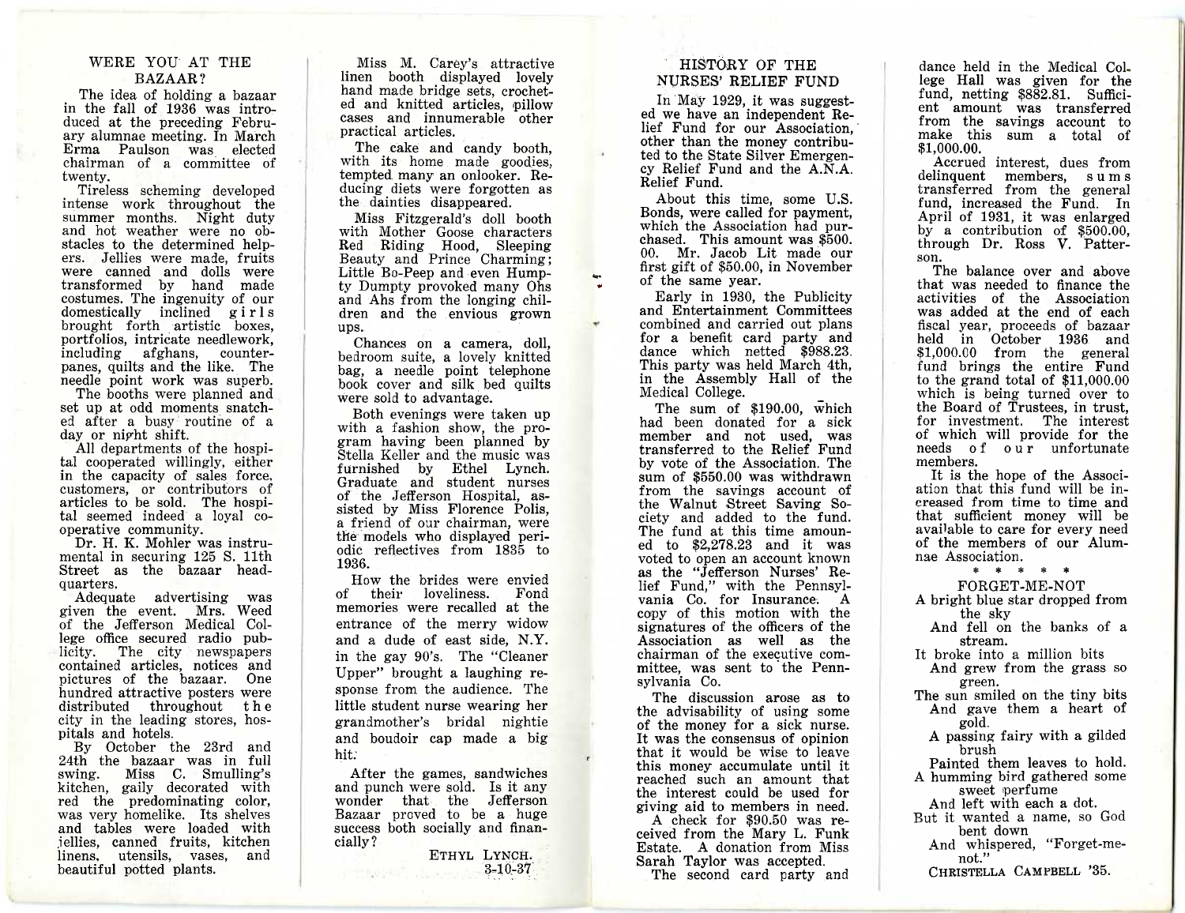## WERE YOU AT THE BAZAAR?

The idea of holding a bazaar in the fall of 1936 was introduced at the preceding February alumnae meeting. In March Erma Paulson was elected chairman of a committee of twenty.

Tireless scheming developed intense work throughout the summer months. Night duty and hot weather were no obstacles to the determined helpers. Jellies were made, fruits were canned and dolls were transformed by hand made costumes. The ingenuity of our domestically inclined girls brought forth artistic boxes, portfolios, intricate needlework, including afghans, counterpanes, quilts and the like. The needle point work was superb.

The booths were planned and set up at odd moments snatched after a busy routine of a day or night shift.

All departments of the hospital cooperated willingly, either in the capacity of sales force, customers, or contributors of articles to be sold. The hospital seemed indeed a loyal cooperative community.

Dr. H. K. Mohler was instrumental in securing 125 S. 11th Street as the bazaar headquarters.

Adequate advertising was given the event. Mrs. Weed of the Jefferson Medical College office secured radio publicity. The city newspapers contained articles, notices and pictures of the bazaar. One hundred attractive posters were distributed throughout the city in the leading stores, hospitals and hotels.

By October the 23rd and 24th the bazaar was in full swing. Miss C. Smulling's kitchen, gaily decorated with red the predominating color, was very homelike. Its shelves and tables were loaded with jellies, canned fruits, kitchen linens, utensils, vases, and beautiful potted plants.

Miss M. Carey's attractive linen booth displayed lovely hand made bridge sets, crocheted and knitted articles, pillow cases and innumerable other practical articles.

The cake and candy booth, with its home made goodies, tempted many an onlooker. Reducing diets were forgotten as the dainties disappeared.

Miss Fitzgerald's doll booth with Mother Goose characters Red Riding Hood, Sleeping Beauty and Prince Charming; Little Bo-Peep and even Humpty Dumpty provoked many Ohs and Ahs from the longing children and the envious grown ups.

Chances on a camera, doll, bedroom suite, a lovely knitted bag, a needle point telephone book cover and silk bed quilts were sold to advantage.

Both evenings were taken up with a fashion show, the program having been planned by Stella Keller and the music was furnished by Ethel Lynch. Graduate and student nurses of the Jefferson Hospital, assisted by Miss Florence Polis, a friend of our chairman, were the models who displayed periodic reflectives from 1835 to 1936.

How the brides were envied of their loveliness. Fond memories were recalled at the entrance of the merry widow and a dude of east side, N.Y. in the gay 90's. The "Cleaner Upper" brought a laughing response from the audience. The little student nurse wearing her grandmother's bridal nightie and boudoir cap made a big hit.

After the games, sandwiches and punch were sold. Is it any wonder that the Jefferson Bazaar proved to be a huge success both socially and financially?

ETHYL LYNCH.
3-10-37

## HISTORY OF THE NURSES' RELIEF FUND

In May 1929, it was suggested we have an independent Relief Fund for our Association, other than the money contributed to the State Silver Emergency Relief Fund and the A.N.A. Relief Fund.

About this time, some U.S. Bonds, were called for payment, which the Association had purchased. This amount was $500.00. Mr. Jacob Lit made our first gift of $50.00, in November of the same year.

Early in 1930, the Publicity and Entertainment Committees combined and carried out plans for a benefit card party and dance which netted $988.23. This party was held March 4th, in the Assembly Hall of the Medical College.

The sum of $190.00, which had been donated for a sick member and not used, was transferred to the Relief Fund by vote of the Association. The sum of $550.00 was withdrawn from the savings account of the Walnut Street Saving Society and added to the fund. The fund at this time amounted to $2,278.23 and it was voted to open an account known as the "Jefferson Nurses' Relief Fund," with the Pennsylvania Co. for Insurance. A copy of this motion with the signatures of the officers of the Association as well as the chairman of the executive committee, was sent to the Pennsylvania Co.

The discussion arose as to the advisability of using some of the money for a sick nurse. It was the consensus of opinion that it would be wise to leave this money accumulate until it reached such an amount that the interest could be used for giving aid to members in need.

A check for $90.50 was received from the Mary L. Funk Estate. A donation from Miss Sarah Taylor was accepted.

The second card party and dance held in the Medical College Hall was given for the fund, netting $882.81. Sufficient amount was transferred from the savings account to make this sum a total of $1,000.00.

Accrued interest, dues from delinquent members, sums transferred from the general fund, increased the Fund. In April of 1931, it was enlarged by a contribution of $500.00, through Dr. Ross V. Patterson.

The balance over and above that was needed to finance the activities of the Association was added at the end of each fiscal year, proceeds of bazaar held in October 1936 and $1,000.00 from the general fund brings the entire Fund to the grand total of $11,000.00 which is being turned over to the Board of Trustees, in trust, for investment. The interest of which will provide for the needs of our unfortunate members.

It is the hope of the Association that this fund will be increased from time to time and that sufficient money will be available to care for every need of the members of our Alumnae Association.

\* \* \* \* \*

## FORGET-ME-NOT

A bright blue star dropped from the sky
And fell on the banks of a stream.
It broke into a million bits
And grew from the grass so green.
The sun smiled on the tiny bits
And gave them a heart of gold.
A passing fairy with a gilded brush
Painted them leaves to hold.
A humming bird gathered some sweet perfume
And left with each a dot.
But it wanted a name, so God bent down
And whispered, "Forget-me-not."

CHRISTELLA CAMPBELL '35.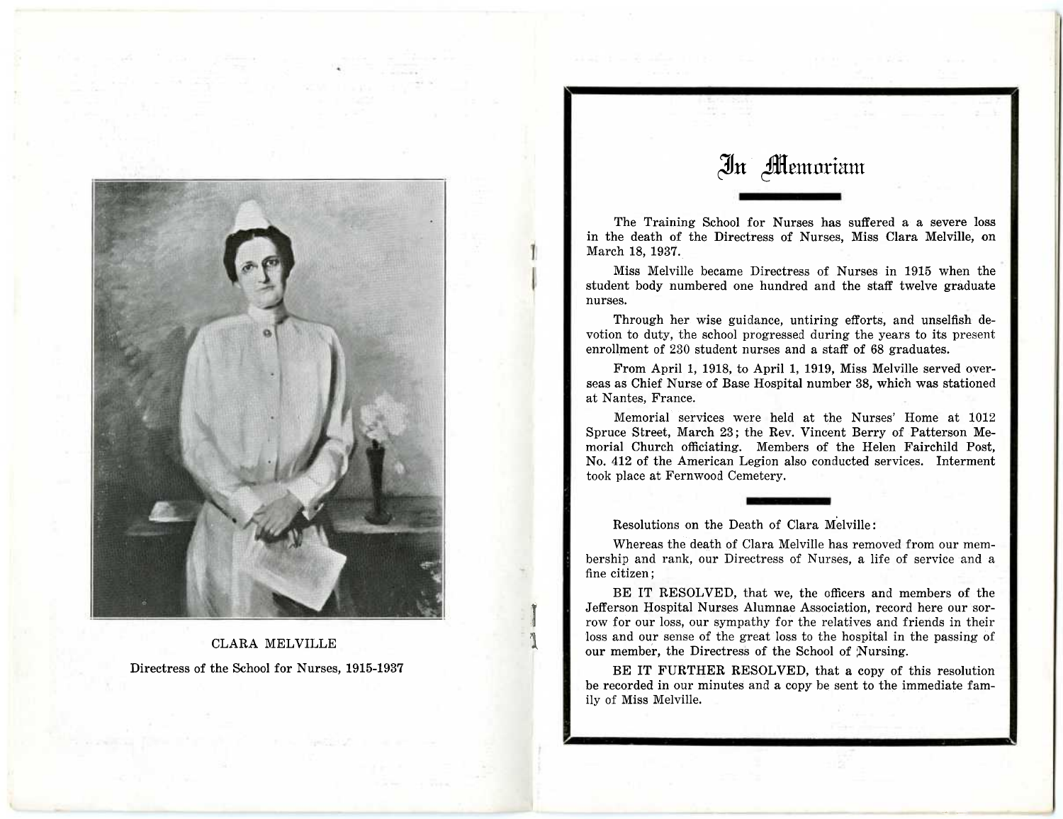CLARA MELVILLE

Directress of the School for Nurses, 1915-1937

# In Memoriam

The Training School for Nurses has suffered a a severe loss in the death of the Directress of Nurses, Miss Clara Melville, on March 18, 1937.

Miss Melville became Directress of Nurses in 1915 when the student body numbered one hundred and the staff twelve graduate nurses.

Through her wise guidance, untiring efforts, and unselfish devotion to duty, the school progressed during the years to its present enrollment of 230 student nurses and a staff of 68 graduates.

From April 1, 1918, to April 1, 1919, Miss Melville served overseas as Chief Nurse of Base Hospital number 38, which was stationed at Nantes, France.

Memorial services were held at the Nurses' Home at 1012 Spruce Street, March 23; the Rev. Vincent Berry of Patterson Memorial Church officiating. Members of the Helen Fairchild Post, No. 412 of the American Legion also conducted services. Interment took place at Fernwood Cemetery.

Resolutions on the Death of Clara Melville:

Whereas the death of Clara Melville has removed from our membership and rank, our Directress of Nurses, a life of service and a fine citizen;

BE IT RESOLVED, that we, the officers and members of the Jefferson Hospital Nurses Alumnae Association, record here our sorrow for our loss, our sympathy for the relatives and friends in their loss and our sense of the great loss to the hospital in the passing of our member, the Directress of the School of Nursing.

BE IT FURTHER RESOLVED, that a copy of this resolution be recorded in our minutes and a copy be sent to the immediate family of Miss Melville.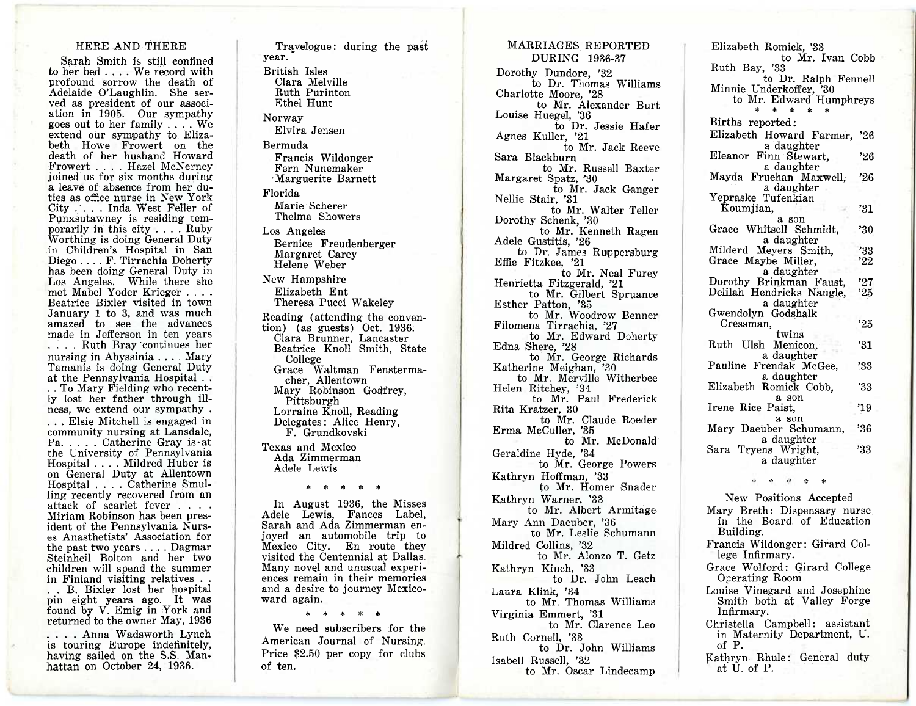## HERE AND THERE

Sarah Smith is still confined to her bed . . . . We record with profound sorrow the death of Adelaide O'Laughlin. She served as president of our association in 1905. Our sympathy goes out to her family . . . . We extend our sympathy to Elizabeth Howe Frowert on the death of her husband Howard Frowert . . . . Hazel McNerney joined us for six months during a leave of absence from her duties as office nurse in New York City . . . . Inda West Feller of Punxsutawney is residing temporarily in this city . . . . Ruby Worthing is doing General Duty in Children's Hospital in San Diego . . . . F. Tirrachia Doherty has been doing General Duty in Los Angeles. While there she met Mabel Yoder Krieger . . . . Beatrice Bixler visited in town January 1 to 3, and was much amazed to see the advances made in Jefferson in ten years . . . . Ruth Bray continues her nursing in Abyssinia . . . . Mary Tamanis is doing General Duty at the Pennsylvania Hospital . . . . To Mary Fielding who recently lost her father through illness, we extend our sympathy . . . . Elsie Mitchell is engaged in community nursing at Lansdale, Pa. . . . . Catherine Gray is at the University of Pennsylvania Hospital . . . . Mildred Huber is on General Duty at Allentown Hospital . . . . Catherine Smulling recently recovered from an attack of scarlet fever . . . . Miriam Robinson has been president of the Pennsylvania Nurses Anasthetists' Association for the past two years . . . . Dagmar Steinheil Bolton and her two children will spend the summer in Finland visiting relatives . . . . B. Bixler lost her hospital pin eight years ago. It was found by V. Emig in York and returned to the owner May, 1936 . . . . Anna Wadsworth Lynch is touring Europe indefinitely, having sailed on the S.S. Manhattan on October 24, 1936.

Travelogue: during the past year.

British Isles
- Clara Melville
- Ruth Purinton
- Ethel Hunt

Norway
- Elvira Jensen

Bermuda
- Francis Wildonger
- Fern Nunemaker
- Marguerite Barnett

Florida
- Marie Scherer
- Thelma Showers

Los Angeles
- Bernice Freudenberger
- Margaret Carey
- Helene Weber

New Hampshire
- Elizabeth Ent
- Theresa Pucci Wakeley

Reading (attending the convention) (as guests) Oct. 1936.
- Clara Brunner, Lancaster
- Beatrice Knoll Smith, State College
- Grace Waltman Fenstermacher, Allentown
- Mary Robinson Godfrey, Pittsburgh
- Lorraine Knoll, Reading
- Delegates: Alice Henry, F. Grundkovski

Texas and Mexico
- Ada Zimmerman
- Adele Lewis

\* \* \* \* \*

In August 1936, the Misses Adele Lewis, Fances Label, Sarah and Ada Zimmerman enjoyed an automobile trip to Mexico City. En route they visited the Centennial at Dallas. Many novel and unusual experiences remain in their memories and a desire to journey Mexicoward again.

\* \* \* \* \*

We need subscribers for the American Journal of Nursing. Price $2.50 per copy for clubs of ten.

## MARRIAGES REPORTED DURING 1936-37

Dorothy Dundore, '32
to Dr. Thomas Williams

Charlotte Moore, '28
to Mr. Alexander Burt

Louise Huegel, '36
to Dr. Jessie Hafer

Agnes Kuller, '21
to Mr. Jack Reeve

Sara Blackburn
to Mr. Russell Baxter

Margaret Spatz, '30
to Mr. Jack Ganger

Nellie Stair, '31
to Mr. Walter Teller

Dorothy Schenk, '30
to Mr. Kenneth Ragen

Adele Gustitis, '26
to Dr. James Ruppersburg

Effie Fitzkee, '21
to Mr. Neal Furey

Henrietta Fitzgerald, '21
to Mr. Gilbert Spruance

Esther Patton, '35
to Mr. Woodrow Benner

Filomena Tirrachia, '27
to Mr. Edward Doherty

Edna Shere, '28
to Mr. George Richards

Katherine Meighan, '30
to Mr. Merville Witherbee

Helen Ritchey, '34
to Mr. Paul Frederick

Rita Kratzer, 30
to Mr. Claude Roeder

Erma McCuller, '35
to Mr. McDonald

Geraldine Hyde, '34
to Mr. George Powers

Kathryn Hoffman, '33
to Mr. Homer Snader

Kathryn Warner, '33
to Mr. Albert Armitage

Mary Ann Daeuber, '36
to Mr. Leslie Schumann

Mildred Collins, '32
to Mr. Alonzo T. Getz

Kathryn Kinch, '33
to Dr. John Leach

Laura Klink, '34
to Mr. Thomas Williams

Virginia Emmert, '31
to Mr. Clarence Leo

Ruth Cornell, '33
to Dr. John Williams

Isabell Russell, '32
to Mr. Oscar Lindecamp

Elizabeth Romick, '33
to Mr. Ivan Cobb

Ruth Bay, '33
to Dr. Ralph Fennell

Minnie Underkoffer, '30
to Mr. Edward Humphreys

\* \* \* \* \*

Births reported:

- Elizabeth Howard Farmer, '26 — a daughter
- Eleanor Finn Stewart, '26 — a daughter
- Mayda Fruehan Maxwell, '26 — a daughter
- Yepraske Tufenkian Koumjian, '31 — a son
- Grace Whitsell Schmidt, '30 — a daughter
- Milderd Meyers Smith, '33
- Grace Maybe Miller, '22 — a daughter
- Dorothy Brinkman Faust, '27
- Delilah Hendricks Naugle, '25 — a daughter
- Gwendolyn Godshalk Cressman, '25 — twins
- Ruth Ulsh Menicon, '31 — a daughter
- Pauline Frendak McGee, '33 — a daughter
- Elizabeth Romick Cobb, '33 — a son
- Irene Rice Paist, '19 — a son
- Mary Daeuber Schumann, '36 — a daughter
- Sara Tryens Wright, '33 — a daughter

\* \* \* \* \*

### New Positions Accepted

- Mary Breth: Dispensary nurse in the Board of Education Building.
- Francis Wildonger: Girard College Infirmary.
- Grace Wolford: Girard College Operating Room
- Louise Vinegard and Josephine Smith both at Valley Forge Infirmary.
- Christella Campbell: assistant in Maternity Department, U. of P.
- Kathryn Rhule: General duty at U. of P.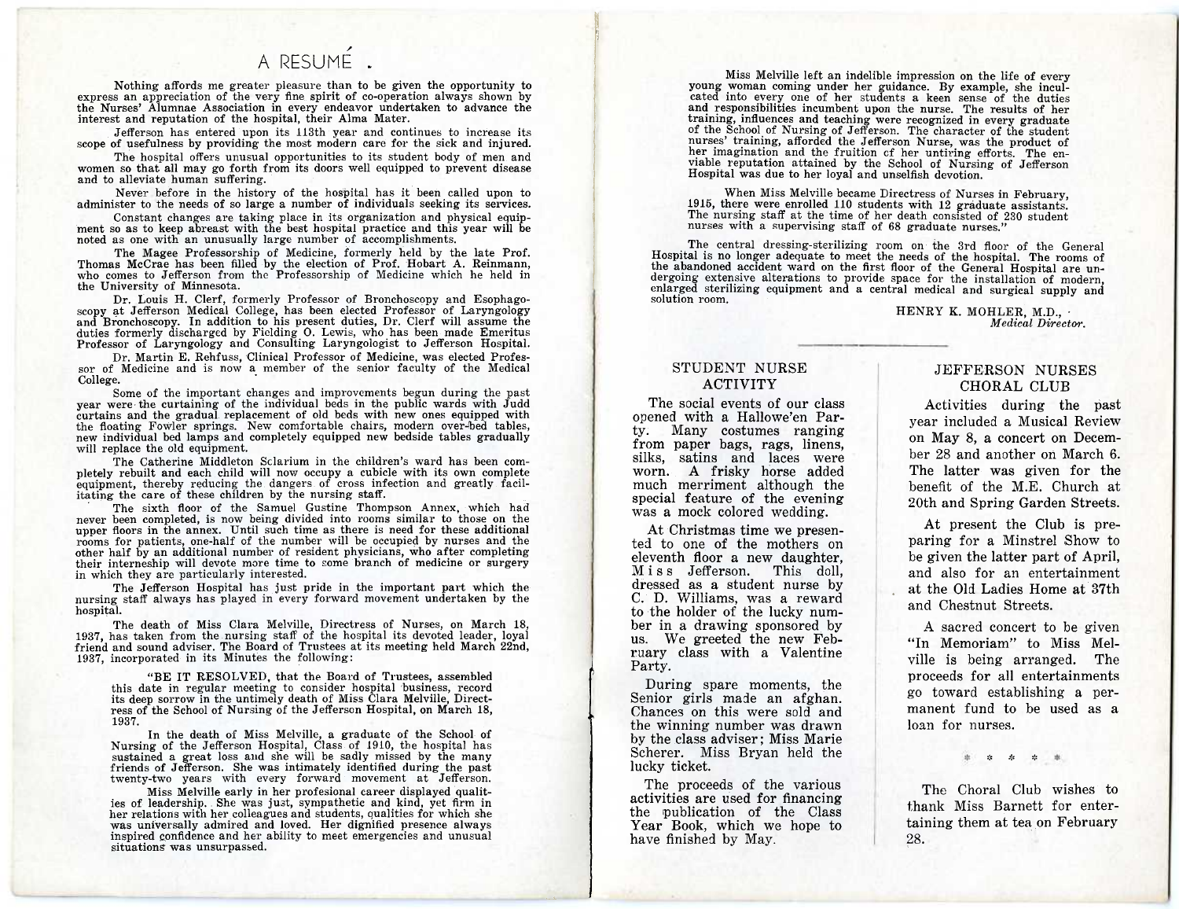# A RESUMÉ

Nothing affords me greater pleasure than to be given the opportunity to express an appreciation of the very fine spirit of co-operation always shown by the Nurses' Alumnae Association in every endeavor undertaken to advance the interest and reputation of the hospital, their Alma Mater.

Jefferson has entered upon its 113th year and continues to increase its scope of usefulness by providing the most modern care for the sick and injured.

The hospital offers unusual opportunities to its student body of men and women so that all may go forth from its doors well equipped to prevent disease and to alleviate human suffering.

Never before in the history of the hospital has it been called upon to administer to the needs of so large a number of individuals seeking its services.

Constant changes are taking place in its organization and physical equipment so as to keep abreast with the best hospital practice and this year will be noted as one with an unusually large number of accomplishments.

The Magee Professorship of Medicine, formerly held by the late Prof. Thomas McCrae has been filled by the election of Prof. Hobart A. Reinmann, who comes to Jefferson from the Professorship of Medicine which he held in the University of Minnesota.

Dr. Louis H. Clerf, formerly Professor of Bronchoscopy and Esophagoscopy at Jefferson Medical College, has been elected Professor of Laryngology and Bronchoscopy. In addition to his present duties, Dr. Clerf will assume the duties formerly discharged by Fielding O. Lewis, who has been made Emeritus Professor of Laryngology and Consulting Laryngologist to Jefferson Hospital.

Dr. Martin E. Rehfuss, Clinical Professor of Medicine, was elected Professor of Medicine and is now a member of the senior faculty of the Medical College.

Some of the important changes and improvements begun during the past year were the curtaining of the individual beds in the public wards with Judd curtains and the gradual replacement of old beds with new ones equipped with the floating Fowler springs. New comfortable chairs, modern over-bed tables, new individual bed lamps and completely equipped new bedside tables gradually will replace the old equipment.

The Catherine Middleton Sclarium in the children's ward has been completely rebuilt and each child will now occupy a cubicle with its own complete equipment, thereby reducing the dangers of cross infection and greatly facilitating the care of these children by the nursing staff.

The sixth floor of the Samuel Gustine Thompson Annex, which had never been completed, is now being divided into rooms similar to those on the upper floors in the annex. Until such time as there is need for these additional rooms for patients, one-half of the number will be occupied by nurses and the other half by an additional number of resident physicians, who after completing their interneship will devote more time to some branch of medicine or surgery in which they are particularly interested.

The Jefferson Hospital has just pride in the important part which the nursing staff always has played in every forward movement undertaken by the hospital.

The death of Miss Clara Melville, Directress of Nurses, on March 18, 1937, has taken from the nursing staff of the hospital its devoted leader, loyal friend and sound adviser. The Board of Trustees at its meeting held March 22nd, 1937, incorporated in its Minutes the following:

> "BE IT RESOLVED, that the Board of Trustees, assembled this date in regular meeting to consider hospital business, record its deep sorrow in the untimely death of Miss Clara Melville, Directress of the School of Nursing of the Jefferson Hospital, on March 18, 1937.
>
> In the death of Miss Melville, a graduate of the School of Nursing of the Jefferson Hospital, Class of 1910, the hospital has sustained a great loss and she will be sadly missed by the many friends of Jefferson. She was intimately identified during the past twenty-two years with every forward movement at Jefferson.
>
> Miss Melville early in her profesional career displayed qualities of leadership. She was just, sympathetic and kind, yet firm in her relations with her colleagues and students, qualities for which she was universally admired and loved. Her dignified presence always inspired confidence and her ability to meet emergencies and unusual situations was unsurpassed.
>
> Miss Melville left an indelible impression on the life of every young woman coming under her guidance. By example, she inculcated into every one of her students a keen sense of the duties and responsibilities incumbent upon the nurse. The results of her training, influences and teaching were recognized in every graduate of the School of Nursing of Jefferson. The character of the student nurses' training, afforded the Jefferson Nurse, was the product of her imagination and the fruition of her untiring efforts. The enviable reputation attained by the School of Nursing of Jefferson Hospital was due to her loyal and unselfish devotion.
>
> When Miss Melville became Directress of Nurses in February, 1915, there were enrolled 110 students with 12 graduate assistants. The nursing staff at the time of her death consisted of 230 student nurses with a supervising staff of 68 graduate nurses."

The central dressing-sterilizing room on the 3rd floor of the General Hospital is no longer adequate to meet the needs of the hospital. The rooms of the abandoned accident ward on the first floor of the General Hospital are undergoing extensive alterations to provide space for the installation of modern, enlarged sterilizing equipment and a central medical and surgical supply and solution room.

HENRY K. MOHLER, M.D.,
*Medical Director.*

---

## STUDENT NURSE ACTIVITY

The social events of our class opened with a Hallowe'en Party. Many costumes ranging from paper bags, rags, linens, silks, satins and laces were worn. A frisky horse added much merriment although the special feature of the evening was a mock colored wedding.

At Christmas time we presented to one of the mothers on eleventh floor a new daughter, Miss Jefferson. This doll, dressed as a student nurse by C. D. Williams, was a reward to the holder of the lucky number in a drawing sponsored by us. We greeted the new February class with a Valentine Party.

During spare moments, the Senior girls made an afghan. Chances on this were sold and the winning number was drawn by the class adviser; Miss Marie Scherer. Miss Bryan held the lucky ticket.

The proceeds of the various activities are used for financing the publication of the Class Year Book, which we hope to have finished by May.

## JEFFERSON NURSES CHORAL CLUB

Activities during the past year included a Musical Review on May 8, a concert on December 28 and another on March 6. The latter was given for the benefit of the M.E. Church at 20th and Spring Garden Streets.

At present the Club is preparing for a Minstrel Show to be given the latter part of April, and also for an entertainment at the Old Ladies Home at 37th and Chestnut Streets.

A sacred concert to be given "In Memoriam" to Miss Melville is being arranged. The proceeds for all entertainments go toward establishing a permanent fund to be used as a loan for nurses.

\* \* \* \* \*

The Choral Club wishes to thank Miss Barnett for entertaining them at tea on February 28.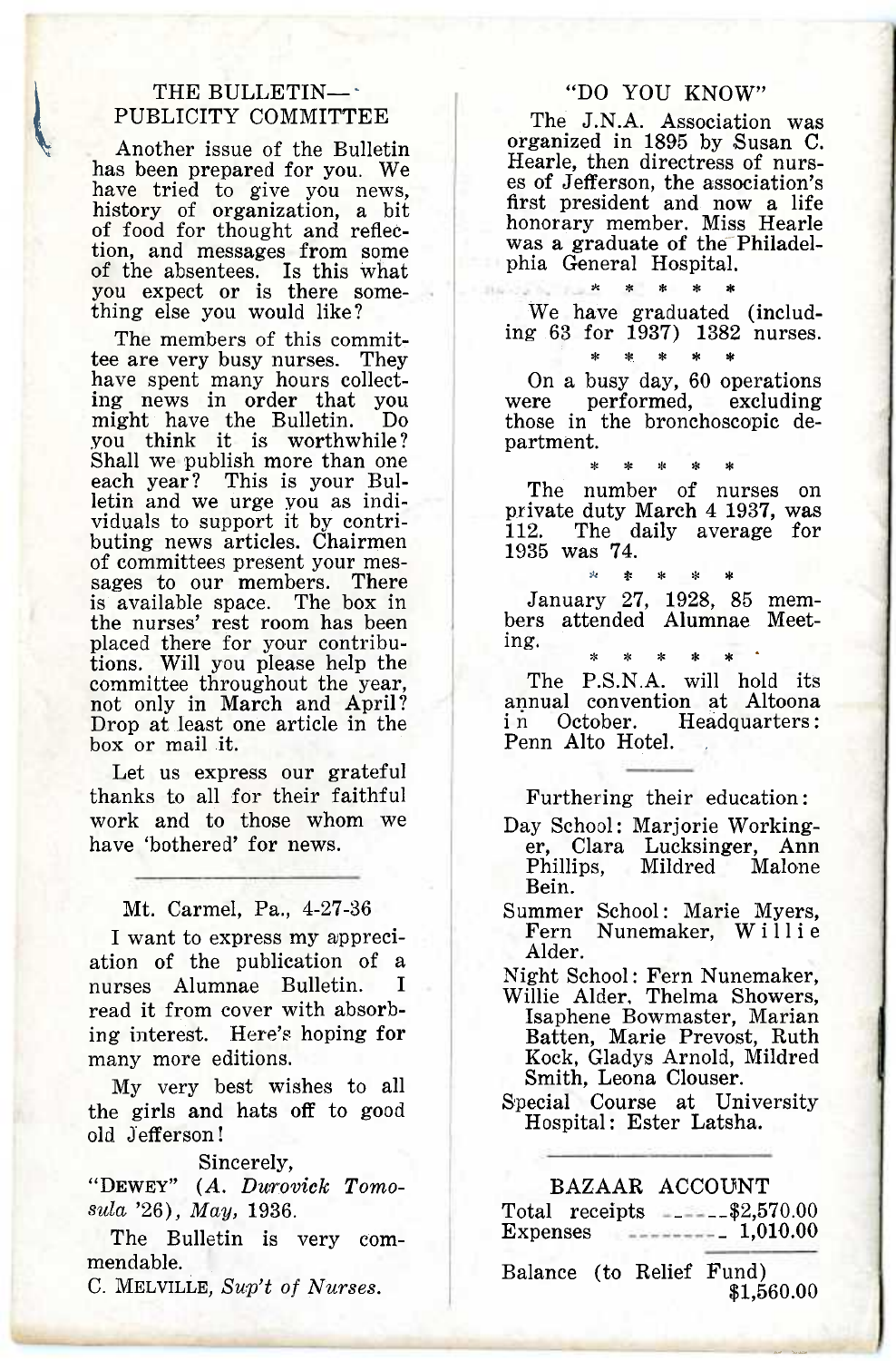## THE BULLETIN— PUBLICITY COMMITTEE

Another issue of the Bulletin has been prepared for you. We have tried to give you news, history of organization, a bit of food for thought and reflection, and messages from some of the absentees. Is this what you expect or is there something else you would like?

The members of this committee are very busy nurses. They have spent many hours collecting news in order that you might have the Bulletin. Do you think it is worthwhile? Shall we publish more than one each year? This is your Bulletin and we urge you as individuals to support it by contributing news articles. Chairmen of committees present your messages to our members. There is available space. The box in the nurses' rest room has been placed there for your contributions. Will you please help the committee throughout the year, not only in March and April? Drop at least one article in the box or mail it.

Let us express our grateful thanks to all for their faithful work and to those whom we have 'bothered' for news.

---

Mt. Carmel, Pa., 4-27-36

I want to express my appreciation of the publication of a nurses Alumnae Bulletin. I read it from cover with absorbing interest. Here's hoping for many more editions.

My very best wishes to all the girls and hats off to good old Jefferson!

Sincerely,

"DEWEY" (*A. Durovick Tomosula* '26), *May*, 1936.

The Bulletin is very commendable.

C. MELVILLE, *Sup't of Nurses*.

## "DO YOU KNOW"

The J.N.A. Association was organized in 1895 by Susan C. Hearle, then directress of nurses of Jefferson, the association's first president and now a life honorary member. Miss Hearle was a graduate of the Philadelphia General Hospital.

\* \* \* \* \*

We have graduated (including 63 for 1937) 1382 nurses.

\* \* \* \* \*

On a busy day, 60 operations were performed, excluding those in the bronchoscopic department.

\* \* \* \* \*

The number of nurses on private duty March 4 1937, was 112. The daily average for 1935 was 74.

\* \* \* \* \*

January 27, 1928, 85 members attended Alumnae Meeting.

\* \* \* \* \*

The P.S.N.A. will hold its annual convention at Altoona in October. Headquarters: Penn Alto Hotel.

---

Furthering their education:

Day School: Marjorie Workinger, Clara Lucksinger, Ann Phillips, Mildred Malone Bein.

Summer School: Marie Myers, Fern Nunemaker, Willie Alder.

Night School: Fern Nunemaker, Willie Alder, Thelma Showers, Isaphene Bowmaster, Marian Batten, Marie Prevost, Ruth Kock, Gladys Arnold, Mildred Smith, Leona Clouser.

Special Course at University Hospital: Ester Latsha.

---

## BAZAAR ACCOUNT

| | |
|---|---|
| Total receipts | $2,570.00 |
| Expenses | 1,010.00 |
| Balance (to Relief Fund) | $1,560.00 |